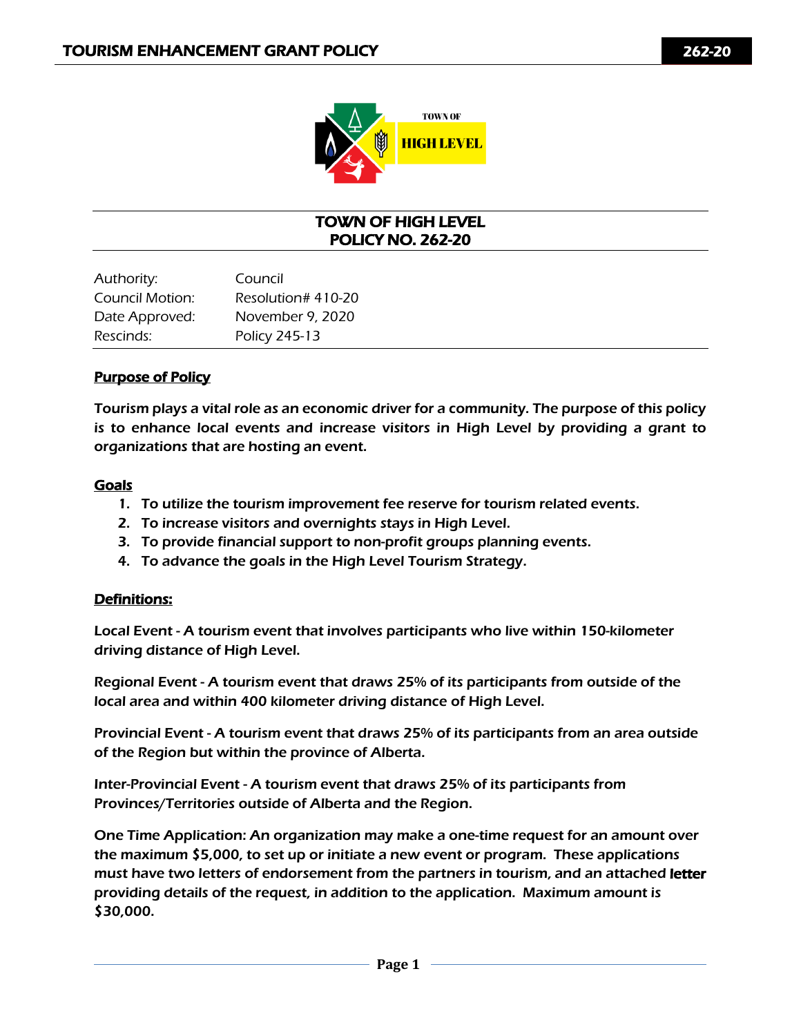TOWN OF HIGH LEVEL

# TOWN OF HIGH LEVEL
# POLICY NO. 262-20

| | |
|---|---|
| Authority: | Council |
| Council Motion: | Resolution# 410-20 |
| Date Approved: | November 9, 2020 |
| Rescinds: | Policy 245-13 |

## Purpose of Policy

**Tourism plays a vital role as an economic driver for a community. The purpose of this policy is to enhance local events and increase visitors in High Level by providing a grant to organizations that are hosting an event.**

## Goals

1. **To utilize the tourism improvement fee reserve for tourism related events.**
2. **To increase visitors and overnights stays in High Level.**
3. **To provide financial support to non-profit groups planning events.**
4. **To advance the goals in the High Level Tourism Strategy.**

## Definitions:

**Local Event - A tourism event that involves participants who live within 150-kilometer driving distance of High Level.**

**Regional Event - A tourism event that draws 25% of its participants from outside of the local area and within 400 kilometer driving distance of High Level.**

**Provincial Event - A tourism event that draws 25% of its participants from an area outside of the Region but within the province of Alberta.**

**Inter-Provincial Event - A tourism event that draws 25% of its participants from Provinces/Territories outside of Alberta and the Region.**

**One Time Application: An organization may make a one-time request for an amount over the maximum $5,000, to set up or initiate a new event or program. These applications must have two letters of endorsement from the partners in tourism, and an attached letter providing details of the request, in addition to the application. Maximum amount is $30,000.**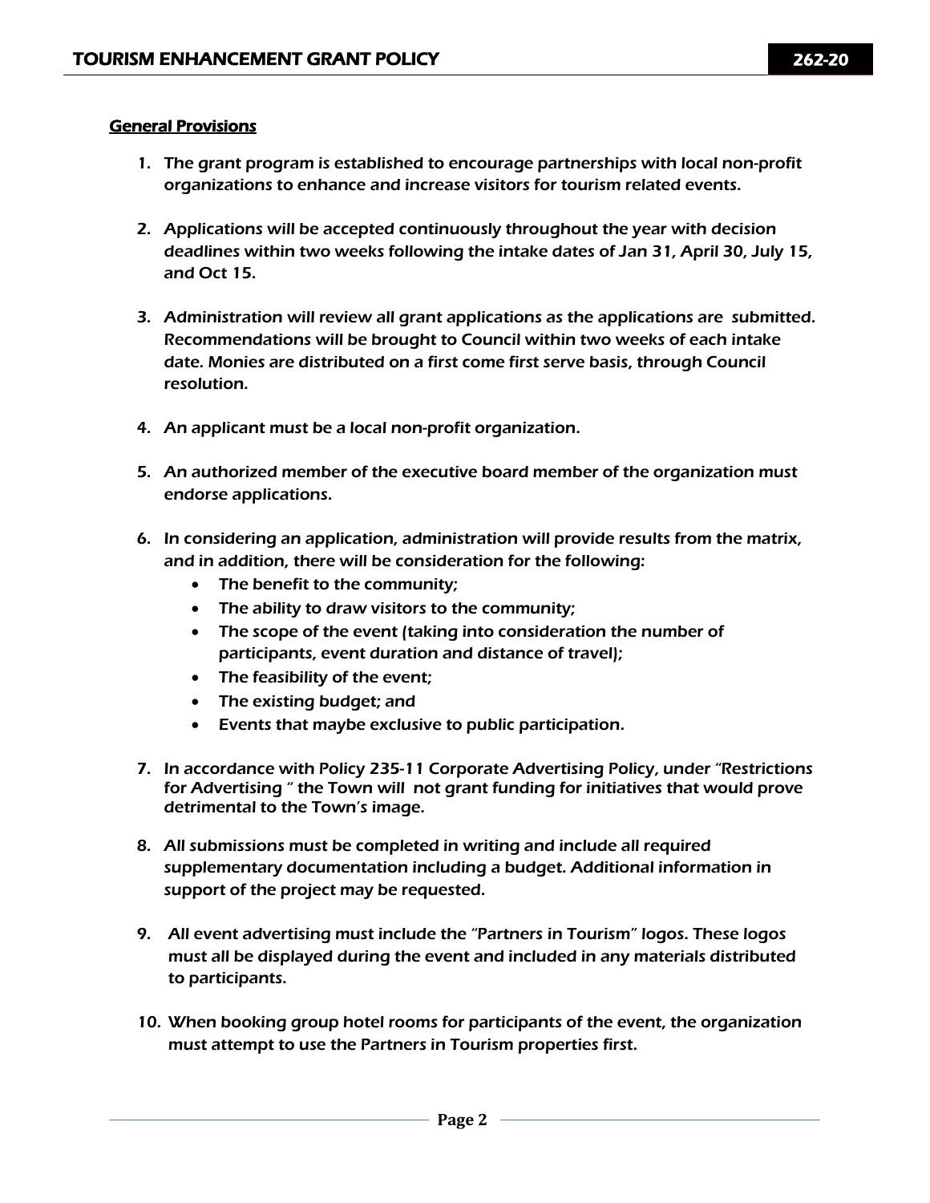## General Provisions

1. The grant program is established to encourage partnerships with local non-profit organizations to enhance and increase visitors for tourism related events.

2. Applications will be accepted continuously throughout the year with decision deadlines within two weeks following the intake dates of Jan 31, April 30, July 15, and Oct 15.

3. Administration will review all grant applications as the applications are submitted. Recommendations will be brought to Council within two weeks of each intake date. Monies are distributed on a first come first serve basis, through Council resolution.

4. An applicant must be a local non-profit organization.

5. An authorized member of the executive board member of the organization must endorse applications.

6. In considering an application, administration will provide results from the matrix, and in addition, there will be consideration for the following:
   - The benefit to the community;
   - The ability to draw visitors to the community;
   - The scope of the event (taking into consideration the number of participants, event duration and distance of travel);
   - The feasibility of the event;
   - The existing budget; and
   - Events that maybe exclusive to public participation.

7. In accordance with Policy 235-11 Corporate Advertising Policy, under "Restrictions for Advertising " the Town will not grant funding for initiatives that would prove detrimental to the Town's image.

8. All submissions must be completed in writing and include all required supplementary documentation including a budget. Additional information in support of the project may be requested.

9. All event advertising must include the "Partners in Tourism" logos. These logos must all be displayed during the event and included in any materials distributed to participants.

10. When booking group hotel rooms for participants of the event, the organization must attempt to use the Partners in Tourism properties first.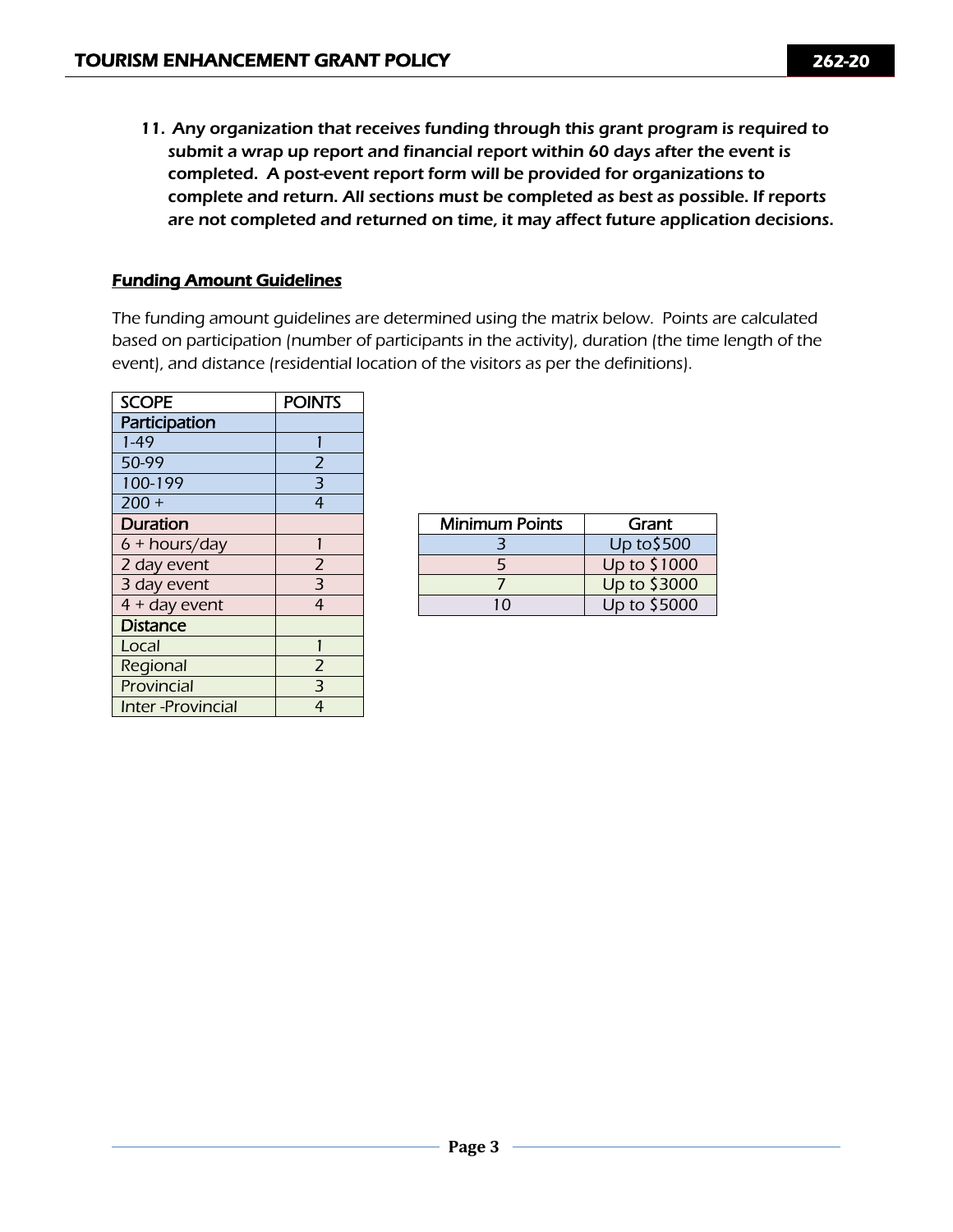11. **Any organization that receives funding through this grant program is required to submit a wrap up report and financial report within 60 days after the event is completed. A post-event report form will be provided for organizations to complete and return. All sections must be completed as best as possible. If reports are not completed and returned on time, it may affect future application decisions.**

## Funding Amount Guidelines

The funding amount guidelines are determined using the matrix below. Points are calculated based on participation (number of participants in the activity), duration (the time length of the event), and distance (residential location of the visitors as per the definitions).

| SCOPE | POINTS |
|---|---|
| **Participation** | |
| 1-49 | 1 |
| 50-99 | 2 |
| 100-199 | 3 |
| 200 + | 4 |
| **Duration** | |
| 6 + hours/day | 1 |
| 2 day event | 2 |
| 3 day event | 3 |
| 4 + day event | 4 |
| **Distance** | |
| Local | 1 |
| Regional | 2 |
| Provincial | 3 |
| Inter -Provincial | 4 |

| Minimum Points | Grant |
|---|---|
| 3 | Up to$500 |
| 5 | Up to $1000 |
| 7 | Up to $3000 |
| 10 | Up to $5000 |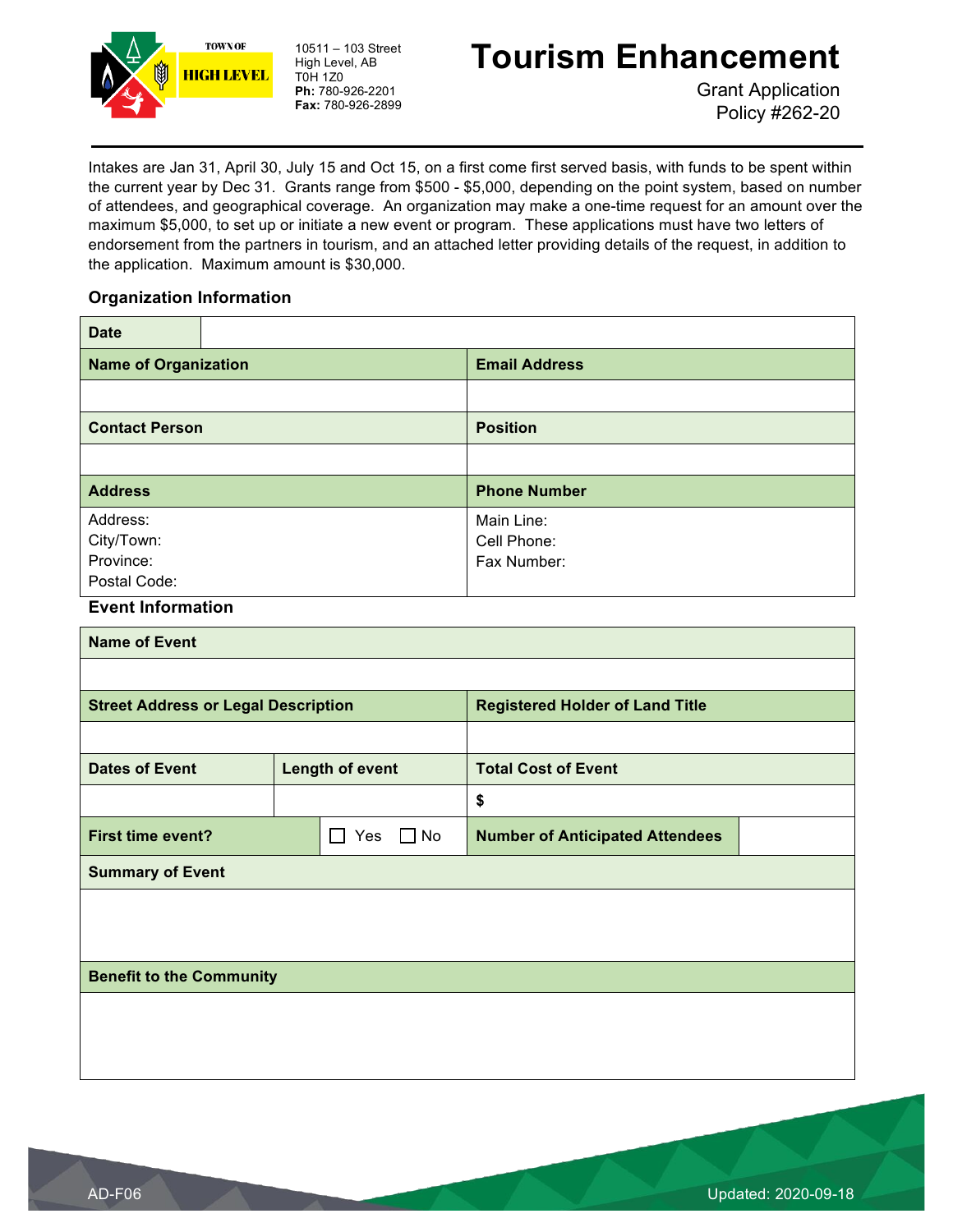TOWN OF HIGH LEVEL

10511 – 103 Street
High Level, AB
T0H 1Z0
**Ph:** 780-926-2201
**Fax:** 780-926-2899

# Tourism Enhancement

Grant Application
Policy #262-20

Intakes are Jan 31, April 30, July 15 and Oct 15, on a first come first served basis, with funds to be spent within the current year by Dec 31. Grants range from $500 - $5,000, depending on the point system, based on number of attendees, and geographical coverage. An organization may make a one-time request for an amount over the maximum $5,000, to set up or initiate a new event or program. These applications must have two letters of endorsement from the partners in tourism, and an attached letter providing details of the request, in addition to the application. Maximum amount is $30,000.

### Organization Information

| **Date** | |
|---|---|
| **Name of Organization** | **Email Address** |
| | |
| **Contact Person** | **Position** |
| | |
| **Address** | **Phone Number** |
| Address:<br>City/Town:<br>Province:<br>Postal Code: | Main Line:<br>Cell Phone:<br>Fax Number: |

### Event Information

| **Name of Event** | | | |
|---|---|---|---|
| | | | |
| **Street Address or Legal Description** | | **Registered Holder of Land Title** | |
| | | | |
| **Dates of Event** | **Length of event** | **Total Cost of Event** | |
| | | $ | |
| **First time event?** | ☐ Yes ☐ No | **Number of Anticipated Attendees** | |
| **Summary of Event** | | | |
| | | | |
| **Benefit to the Community** | | | |
| | | | |

AD-F06 Updated: 2020-09-18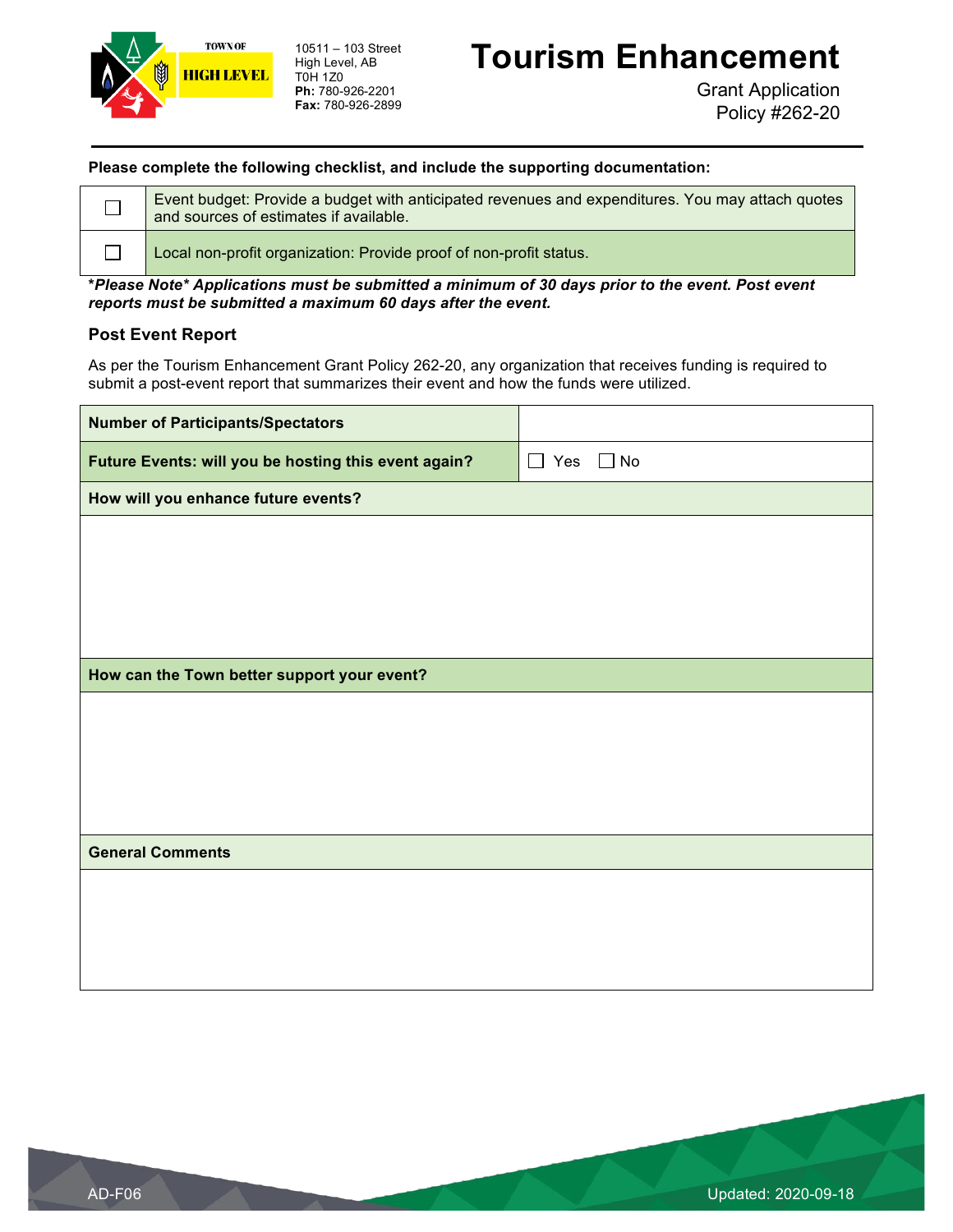TOWN OF HIGH LEVEL

10511 – 103 Street
High Level, AB
T0H 1Z0
**Ph:** 780-926-2201
**Fax:** 780-926-2899

# Tourism Enhancement

Grant Application
Policy #262-20

**Please complete the following checklist, and include the supporting documentation:**

| | |
|---|---|
| ☐ | Event budget: Provide a budget with anticipated revenues and expenditures. You may attach quotes and sources of estimates if available. |
| ☐ | Local non-profit organization: Provide proof of non-profit status. |

***Please Note* Applications must be submitted a minimum of 30 days prior to the event. Post event reports must be submitted a maximum 60 days after the event.**

### Post Event Report

As per the Tourism Enhancement Grant Policy 262-20, any organization that receives funding is required to submit a post-event report that summarizes their event and how the funds were utilized.

| | |
|---|---|
| **Number of Participants/Spectators** | |
| **Future Events: will you be hosting this event again?** | ☐ Yes ☐ No |
| **How will you enhance future events?** | |
| | |
| **How can the Town better support your event?** | |
| | |
| **General Comments** | |
| | |

AD-F06

Updated: 2020-09-18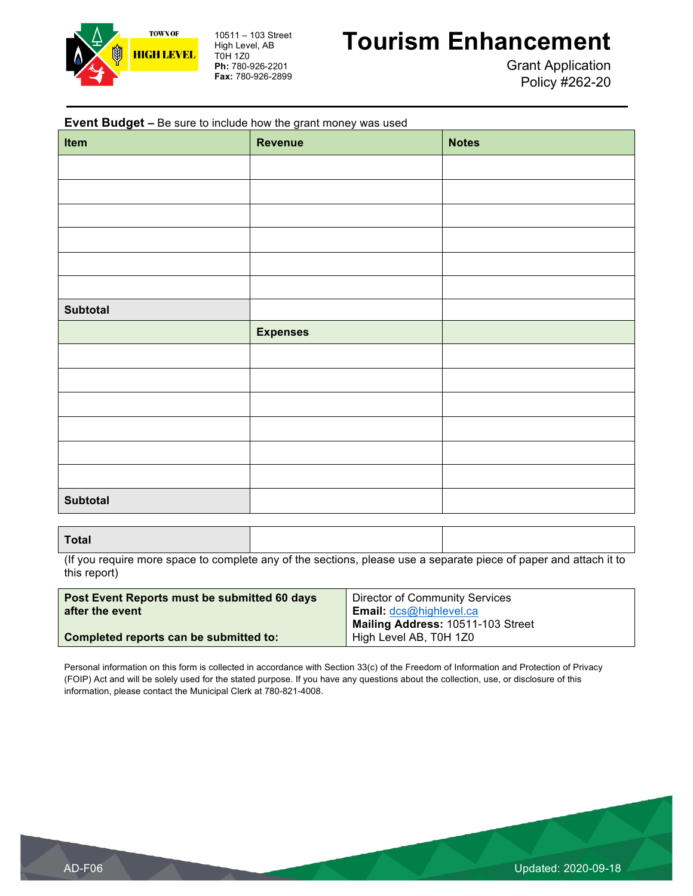Town of High Level

10511 – 103 Street
High Level, AB
T0H 1Z0
**Ph:** 780-926-2201
**Fax:** 780-926-2899

# Tourism Enhancement

Grant Application
Policy #262-20

**Event Budget –** Be sure to include how the grant money was used

| Item | Revenue | Notes |
|---|---|---|
| | | |
| | | |
| | | |
| | | |
| | | |
| | | |
| **Subtotal** | | |
| | **Expenses** | |
| | | |
| | | |
| | | |
| | | |
| | | |
| | | |
| **Subtotal** | | |

| | | |
|---|---|---|
| **Total** | | |

(If you require more space to complete any of the sections, please use a separate piece of paper and attach it to this report)

| | |
|---|---|
| **Post Event Reports must be submitted 60 days after the event**<br><br>**Completed reports can be submitted to:** | Director of Community Services<br>**Email:** dcs@highlevel.ca<br>**Mailing Address:** 10511-103 Street<br>High Level AB, T0H 1Z0 |

Personal information on this form is collected in accordance with Section 33(c) of the Freedom of Information and Protection of Privacy (FOIP) Act and will be solely used for the stated purpose. If you have any questions about the collection, use, or disclosure of this information, please contact the Municipal Clerk at 780-821-4008.

AD-F06

Updated: 2020-09-18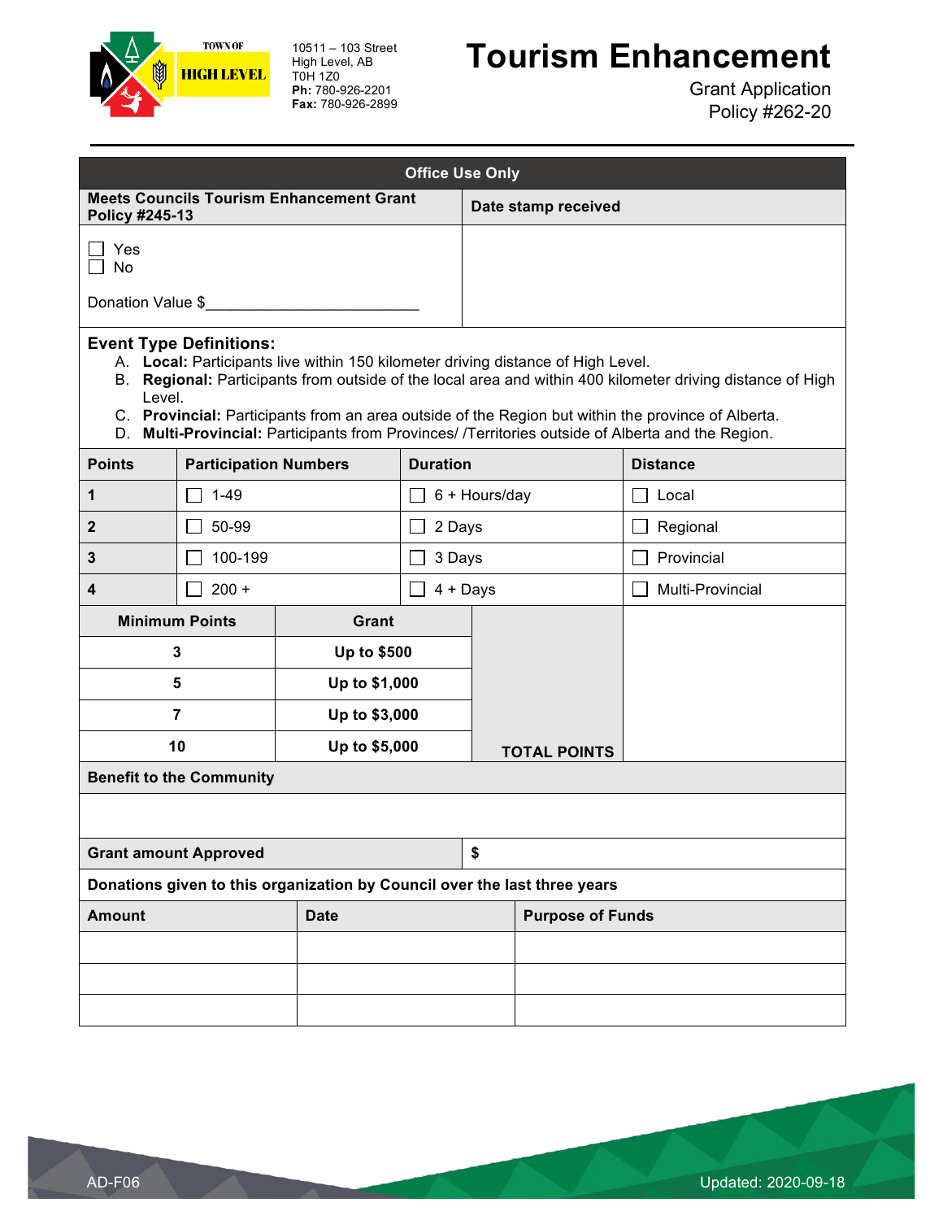TOWN OF HIGH LEVEL

10511 – 103 Street
High Level, AB
T0H 1Z0
**Ph:** 780-926-2201
**Fax:** 780-926-2899

# Tourism Enhancement

Grant Application
Policy #262-20

| Office Use Only | |
|---|---|
| **Meets Councils Tourism Enhancement Grant Policy #245-13** | **Date stamp received** |
| ☐ Yes<br>☐ No<br><br>Donation Value $________________________ | |

**Event Type Definitions:**

A. **Local:** Participants live within 150 kilometer driving distance of High Level.
B. **Regional:** Participants from outside of the local area and within 400 kilometer driving distance of High Level.
C. **Provincial:** Participants from an area outside of the Region but within the province of Alberta.
D. **Multi-Provincial:** Participants from Provinces/ /Territories outside of Alberta and the Region.

| Points | Participation Numbers | Duration | Distance |
|---|---|---|---|
| 1 | ☐ 1-49 | ☐ 6 + Hours/day | ☐ Local |
| 2 | ☐ 50-99 | ☐ 2 Days | ☐ Regional |
| 3 | ☐ 100-199 | ☐ 3 Days | ☐ Provincial |
| 4 | ☐ 200 + | ☐ 4 + Days | ☐ Multi-Provincial |

| Minimum Points | Grant | | |
|---|---|---|---|
| 3 | Up to $500 | | |
| 5 | Up to $1,000 | | |
| 7 | Up to $3,000 | | |
| 10 | Up to $5,000 | TOTAL POINTS | |

| Benefit to the Community | |
|---|---|
| | |
| **Grant amount Approved** | **$** |

**Donations given to this organization by Council over the last three years**

| Amount | Date | Purpose of Funds |
|---|---|---|
| | | |
| | | |
| | | |

AD-F06

Updated: 2020-09-18